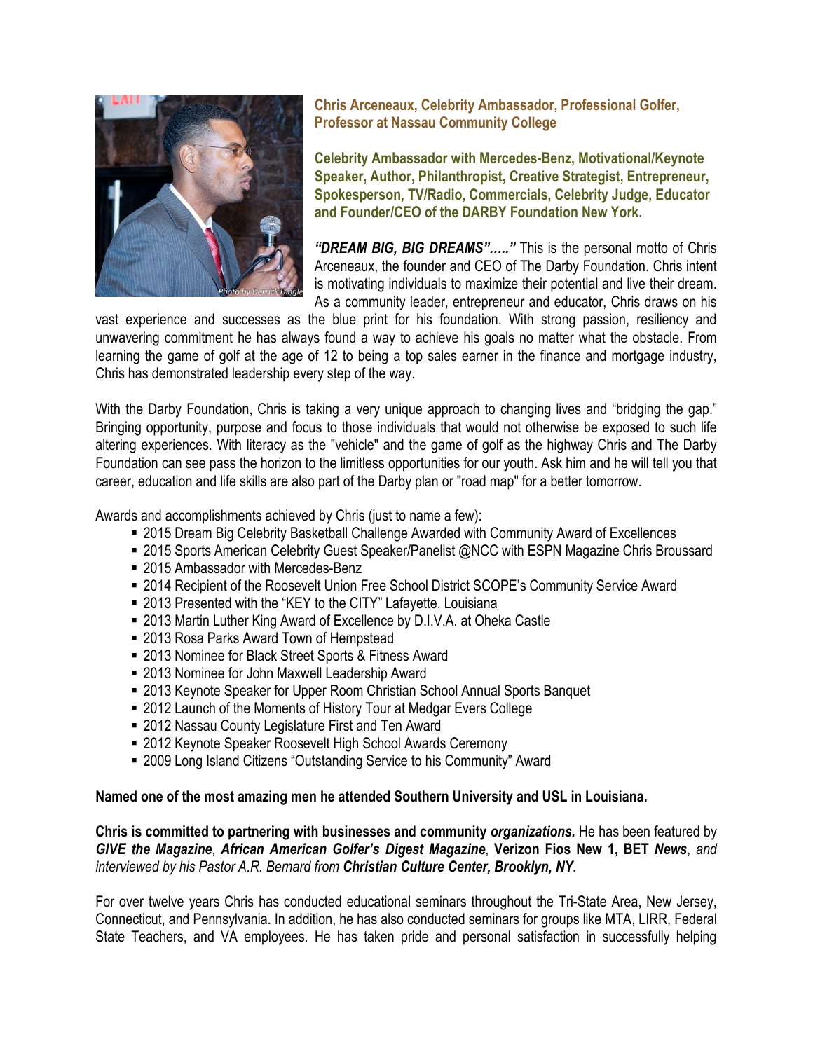**Chris Arceneaux, Celebrity Ambassador, Professional Golfer, Professor at Nassau Community College**

**Celebrity Ambassador with Mercedes-Benz, Motivational/Keynote Speaker, Author, Philanthropist, Creative Strategist, Entrepreneur, Spokesperson, TV/Radio, Commercials, Celebrity Judge, Educator and Founder/CEO of the DARBY Foundation New York.**

***"DREAM BIG, BIG DREAMS"….."*** This is the personal motto of Chris Arceneaux, the founder and CEO of The Darby Foundation. Chris intent is motivating individuals to maximize their potential and live their dream. As a community leader, entrepreneur and educator, Chris draws on his vast experience and successes as the blue print for his foundation. With strong passion, resiliency and unwavering commitment he has always found a way to achieve his goals no matter what the obstacle. From learning the game of golf at the age of 12 to being a top sales earner in the finance and mortgage industry, Chris has demonstrated leadership every step of the way.

With the Darby Foundation, Chris is taking a very unique approach to changing lives and "bridging the gap." Bringing opportunity, purpose and focus to those individuals that would not otherwise be exposed to such life altering experiences. With literacy as the "vehicle" and the game of golf as the highway Chris and The Darby Foundation can see pass the horizon to the limitless opportunities for our youth. Ask him and he will tell you that career, education and life skills are also part of the Darby plan or "road map" for a better tomorrow.

Awards and accomplishments achieved by Chris (just to name a few):

- 2015 Dream Big Celebrity Basketball Challenge Awarded with Community Award of Excellences
- 2015 Sports American Celebrity Guest Speaker/Panelist @NCC with ESPN Magazine Chris Broussard
- 2015 Ambassador with Mercedes-Benz
- 2014 Recipient of the Roosevelt Union Free School District SCOPE's Community Service Award
- 2013 Presented with the "KEY to the CITY" Lafayette, Louisiana
- 2013 Martin Luther King Award of Excellence by D.I.V.A. at Oheka Castle
- 2013 Rosa Parks Award Town of Hempstead
- 2013 Nominee for Black Street Sports & Fitness Award
- 2013 Nominee for John Maxwell Leadership Award
- 2013 Keynote Speaker for Upper Room Christian School Annual Sports Banquet
- 2012 Launch of the Moments of History Tour at Medgar Evers College
- 2012 Nassau County Legislature First and Ten Award
- 2012 Keynote Speaker Roosevelt High School Awards Ceremony
- 2009 Long Island Citizens "Outstanding Service to his Community" Award

**Named one of the most amazing men he attended Southern University and USL in Louisiana.**

**Chris is committed to partnering with businesses and community *organizations.*** He has been featured by ***GIVE the Magazine***, ***African American Golfer's Digest Magazine***, **Verizon Fios New 1, BET *News***, *and interviewed by his Pastor A.R. Bernard from* ***Christian Culture Center, Brooklyn, NY****.*

For over twelve years Chris has conducted educational seminars throughout the Tri-State Area, New Jersey, Connecticut, and Pennsylvania. In addition, he has also conducted seminars for groups like MTA, LIRR, Federal State Teachers, and VA employees. He has taken pride and personal satisfaction in successfully helping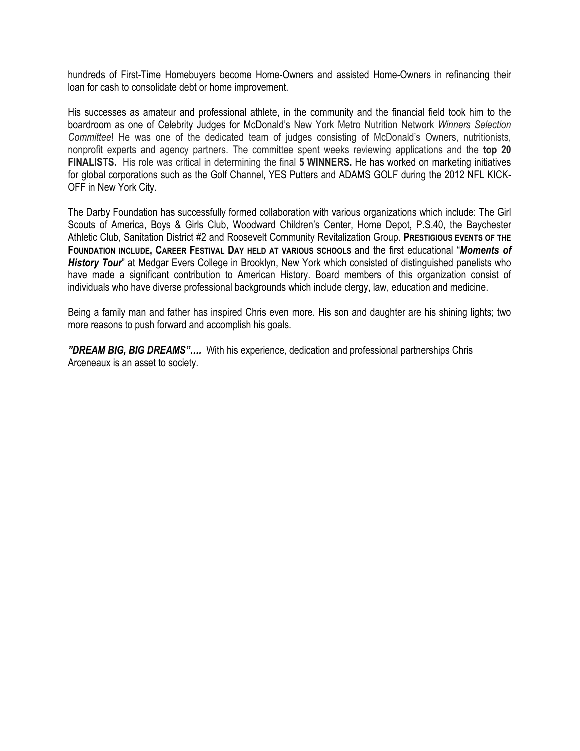hundreds of First-Time Homebuyers become Home-Owners and assisted Home-Owners in refinancing their loan for cash to consolidate debt or home improvement.

His successes as amateur and professional athlete, in the community and the financial field took him to the boardroom as one of Celebrity Judges for McDonald's New York Metro Nutrition Network *Winners Selection Committee*! He was one of the dedicated team of judges consisting of McDonald's Owners, nutritionists, nonprofit experts and agency partners. The committee spent weeks reviewing applications and the **top 20 FINALISTS.** His role was critical in determining the final **5 WINNERS.** He has worked on marketing initiatives for global corporations such as the Golf Channel, YES Putters and ADAMS GOLF during the 2012 NFL KICK-OFF in New York City.

The Darby Foundation has successfully formed collaboration with various organizations which include: The Girl Scouts of America, Boys & Girls Club, Woodward Children's Center, Home Depot, P.S.40, the Baychester Athletic Club, Sanitation District #2 and Roosevelt Community Revitalization Group. **PRESTIGIOUS EVENTS OF THE FOUNDATION INCLUDE, CAREER FESTIVAL DAY HELD AT VARIOUS SCHOOLS** and the first educational "***Moments of History Tour***" at Medgar Evers College in Brooklyn, New York which consisted of distinguished panelists who have made a significant contribution to American History. Board members of this organization consist of individuals who have diverse professional backgrounds which include clergy, law, education and medicine.

Being a family man and father has inspired Chris even more. His son and daughter are his shining lights; two more reasons to push forward and accomplish his goals.

***"DREAM BIG, BIG DREAMS"….*** With his experience, dedication and professional partnerships Chris Arceneaux is an asset to society.